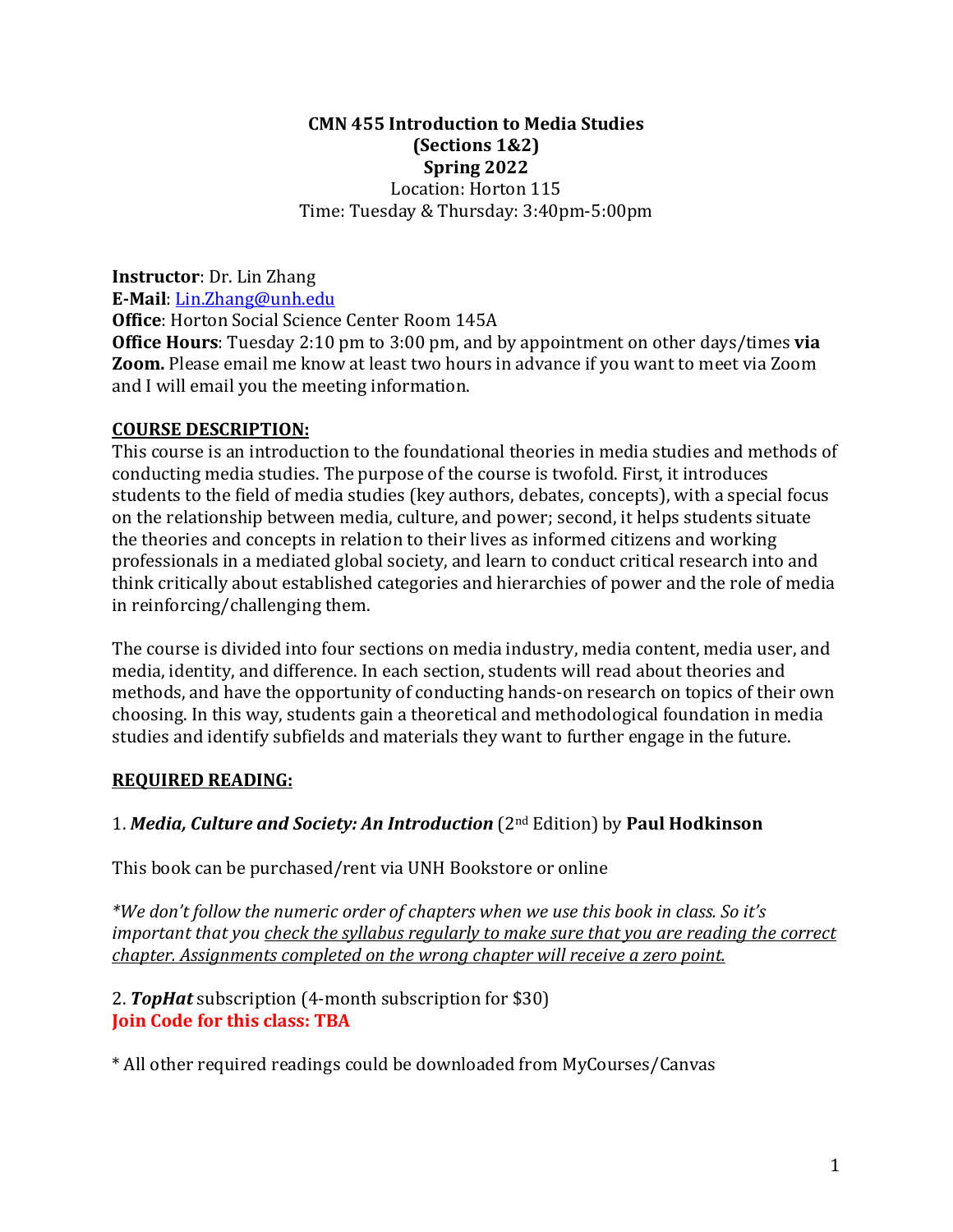**CMN 455 Introduction to Media Studies**
**(Sections 1&2)**
**Spring 2022**
Location: Horton 115
Time: Tuesday & Thursday: 3:40pm-5:00pm

**Instructor**: Dr. Lin Zhang
**E-Mail**: Lin.Zhang@unh.edu
**Office**: Horton Social Science Center Room 145A
**Office Hours**: Tuesday 2:10 pm to 3:00 pm, and by appointment on other days/times **via Zoom.** Please email me know at least two hours in advance if you want to meet via Zoom and I will email you the meeting information.

## COURSE DESCRIPTION:

This course is an introduction to the foundational theories in media studies and methods of conducting media studies. The purpose of the course is twofold. First, it introduces students to the field of media studies (key authors, debates, concepts), with a special focus on the relationship between media, culture, and power; second, it helps students situate the theories and concepts in relation to their lives as informed citizens and working professionals in a mediated global society, and learn to conduct critical research into and think critically about established categories and hierarchies of power and the role of media in reinforcing/challenging them.

The course is divided into four sections on media industry, media content, media user, and media, identity, and difference. In each section, students will read about theories and methods, and have the opportunity of conducting hands-on research on topics of their own choosing. In this way, students gain a theoretical and methodological foundation in media studies and identify subfields and materials they want to further engage in the future.

## REQUIRED READING:

1. ***Media, Culture and Society: An Introduction*** (2nd Edition) by **Paul Hodkinson**

This book can be purchased/rent via UNH Bookstore or online

*\*We don't follow the numeric order of chapters when we use this book in class. So it's important that you check the syllabus regularly to make sure that you are reading the correct chapter. Assignments completed on the wrong chapter will receive a zero point.*

2. ***TopHat*** subscription (4-month subscription for $30)
**Join Code for this class: TBA**

\* All other required readings could be downloaded from MyCourses/Canvas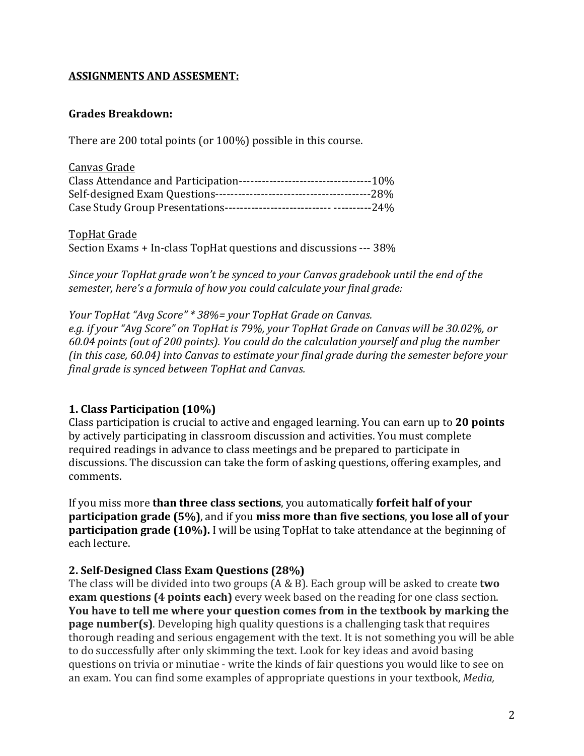## ASSIGNMENTS AND ASSESMENT:

### Grades Breakdown:

There are 200 total points (or 100%) possible in this course.

Canvas Grade
Class Attendance and Participation-----------------------------------10%
Self-designed Exam Questions-----------------------------------------28%
Case Study Group Presentations--------------------------- ----------24%

TopHat Grade
Section Exams + In-class TopHat questions and discussions --- 38%

*Since your TopHat grade won't be synced to your Canvas gradebook until the end of the semester, here's a formula of how you could calculate your final grade:*

*Your TopHat "Avg Score" * 38%= your TopHat Grade on Canvas.*
*e.g. if your "Avg Score" on TopHat is 79%, your TopHat Grade on Canvas will be 30.02%, or 60.04 points (out of 200 points). You could do the calculation yourself and plug the number (in this case, 60.04) into Canvas to estimate your final grade during the semester before your final grade is synced between TopHat and Canvas.*

### 1. Class Participation (10%)

Class participation is crucial to active and engaged learning. You can earn up to **20 points** by actively participating in classroom discussion and activities. You must complete required readings in advance to class meetings and be prepared to participate in discussions. The discussion can take the form of asking questions, offering examples, and comments.

If you miss more **than three class sections**, you automatically **forfeit half of your participation grade (5%)**, and if you **miss more than five sections**, **you lose all of your participation grade (10%).** I will be using TopHat to take attendance at the beginning of each lecture.

### 2. Self-Designed Class Exam Questions (28%)

The class will be divided into two groups (A & B). Each group will be asked to create **two exam questions (4 points each)** every week based on the reading for one class section. **You have to tell me where your question comes from in the textbook by marking the page number(s)**. Developing high quality questions is a challenging task that requires thorough reading and serious engagement with the text. It is not something you will be able to do successfully after only skimming the text. Look for key ideas and avoid basing questions on trivia or minutiae - write the kinds of fair questions you would like to see on an exam. You can find some examples of appropriate questions in your textbook, *Media,*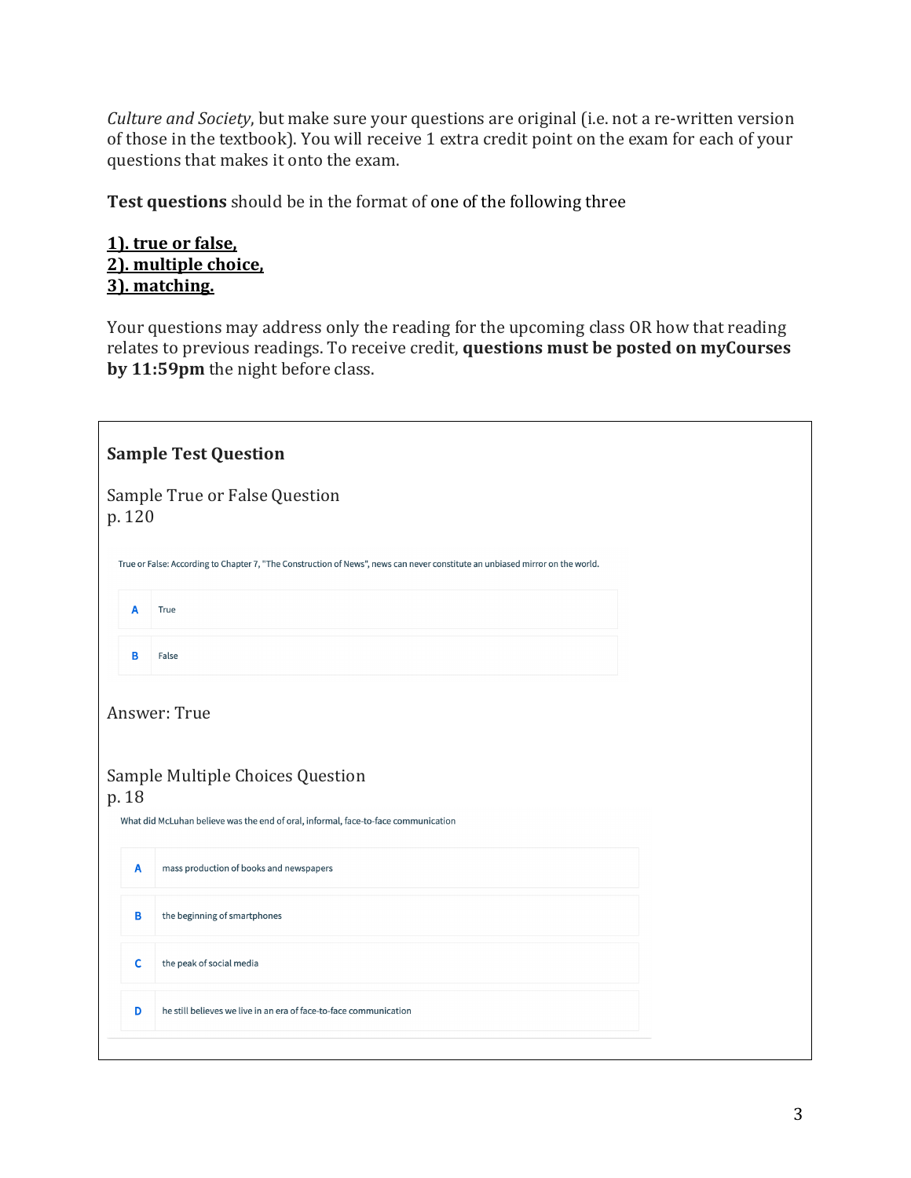*Culture and Society*, but make sure your questions are original (i.e. not a re-written version of those in the textbook). You will receive 1 extra credit point on the exam for each of your questions that makes it onto the exam.

**Test questions** should be in the format of one of the following three

**1). true or false,**
**2). multiple choice,**
**3). matching.**

Your questions may address only the reading for the upcoming class OR how that reading relates to previous readings. To receive credit, **questions must be posted on myCourses by 11:59pm** the night before class.

---

**Sample Test Question**

Sample True or False Question
p. 120

True or False: According to Chapter 7, "The Construction of News", news can never constitute an unbiased mirror on the world.

| | |
|---|---|
| A | True |
| B | False |

Answer: True

Sample Multiple Choices Question
p. 18

What did McLuhan believe was the end of oral, informal, face-to-face communication

| | |
|---|---|
| A | mass production of books and newspapers |
| B | the beginning of smartphones |
| C | the peak of social media |
| D | he still believes we live in an era of face-to-face communication |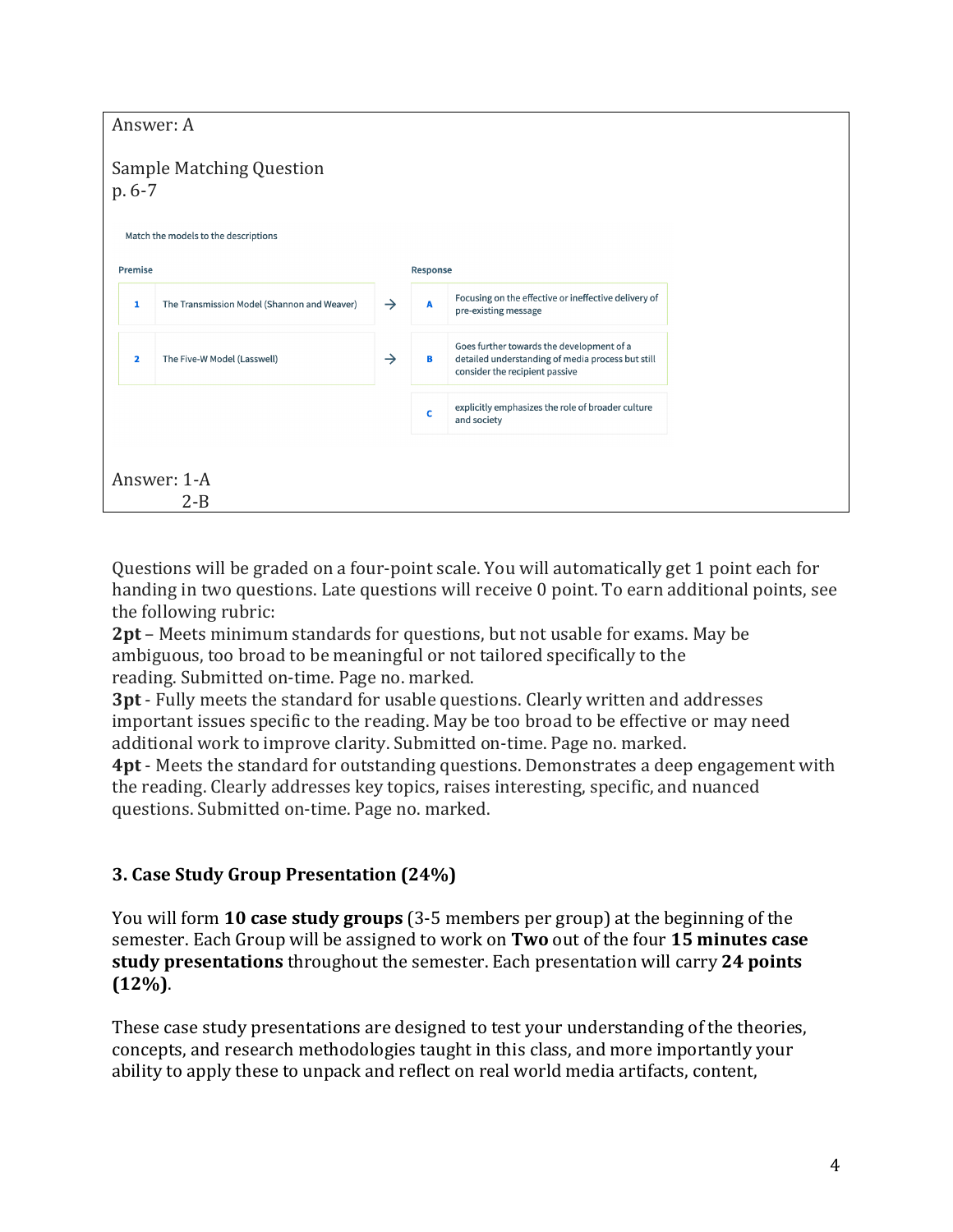Answer: A

Sample Matching Question
p. 6-7

Match the models to the descriptions

| Premise | | | Response | |
|---|---|---|---|---|
| 1 | The Transmission Model (Shannon and Weaver) | → | A | Focusing on the effective or ineffective delivery of pre-existing message |
| 2 | The Five-W Model (Lasswell) | → | B | Goes further towards the development of a detailed understanding of media process but still consider the recipient passive |
| | | | C | explicitly emphasizes the role of broader culture and society |

Answer: 1-A
2-B

Questions will be graded on a four-point scale. You will automatically get 1 point each for handing in two questions. Late questions will receive 0 point. To earn additional points, see the following rubric:

**2pt** – Meets minimum standards for questions, but not usable for exams. May be ambiguous, too broad to be meaningful or not tailored specifically to the reading. Submitted on-time. Page no. marked.

**3pt** - Fully meets the standard for usable questions. Clearly written and addresses important issues specific to the reading. May be too broad to be effective or may need additional work to improve clarity. Submitted on-time. Page no. marked.

**4pt** - Meets the standard for outstanding questions. Demonstrates a deep engagement with the reading. Clearly addresses key topics, raises interesting, specific, and nuanced questions. Submitted on-time. Page no. marked.

### 3. Case Study Group Presentation (24%)

You will form **10 case study groups** (3-5 members per group) at the beginning of the semester. Each Group will be assigned to work on **Two** out of the four **15 minutes case study presentations** throughout the semester. Each presentation will carry **24 points (12%)**.

These case study presentations are designed to test your understanding of the theories, concepts, and research methodologies taught in this class, and more importantly your ability to apply these to unpack and reflect on real world media artifacts, content,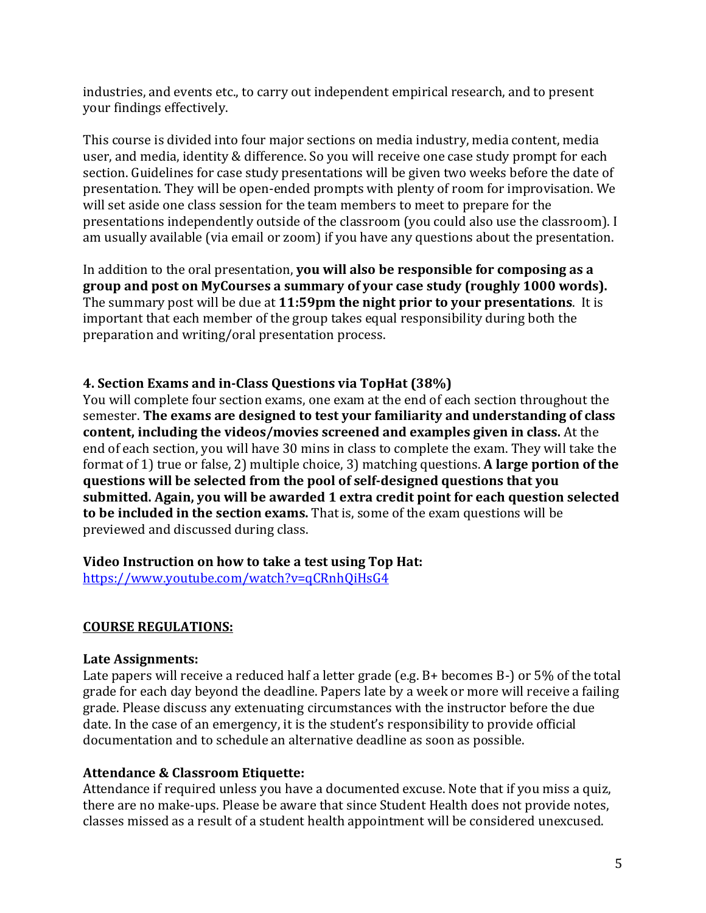industries, and events etc., to carry out independent empirical research, and to present your findings effectively.

This course is divided into four major sections on media industry, media content, media user, and media, identity & difference. So you will receive one case study prompt for each section. Guidelines for case study presentations will be given two weeks before the date of presentation. They will be open-ended prompts with plenty of room for improvisation. We will set aside one class session for the team members to meet to prepare for the presentations independently outside of the classroom (you could also use the classroom). I am usually available (via email or zoom) if you have any questions about the presentation.

In addition to the oral presentation, **you will also be responsible for composing as a group and post on MyCourses a summary of your case study (roughly 1000 words).** The summary post will be due at **11:59pm the night prior to your presentations**. It is important that each member of the group takes equal responsibility during both the preparation and writing/oral presentation process.

### 4. Section Exams and in-Class Questions via TopHat (38%)

You will complete four section exams, one exam at the end of each section throughout the semester. **The exams are designed to test your familiarity and understanding of class content, including the videos/movies screened and examples given in class.** At the end of each section, you will have 30 mins in class to complete the exam. They will take the format of 1) true or false, 2) multiple choice, 3) matching questions. **A large portion of the questions will be selected from the pool of self-designed questions that you submitted. Again, you will be awarded 1 extra credit point for each question selected to be included in the section exams.** That is, some of the exam questions will be previewed and discussed during class.

**Video Instruction on how to take a test using Top Hat:**
https://www.youtube.com/watch?v=qCRnhQiHsG4

## COURSE REGULATIONS:

**Late Assignments:**
Late papers will receive a reduced half a letter grade (e.g. B+ becomes B-) or 5% of the total grade for each day beyond the deadline. Papers late by a week or more will receive a failing grade. Please discuss any extenuating circumstances with the instructor before the due date. In the case of an emergency, it is the student's responsibility to provide official documentation and to schedule an alternative deadline as soon as possible.

**Attendance & Classroom Etiquette:**
Attendance if required unless you have a documented excuse. Note that if you miss a quiz, there are no make-ups. Please be aware that since Student Health does not provide notes, classes missed as a result of a student health appointment will be considered unexcused.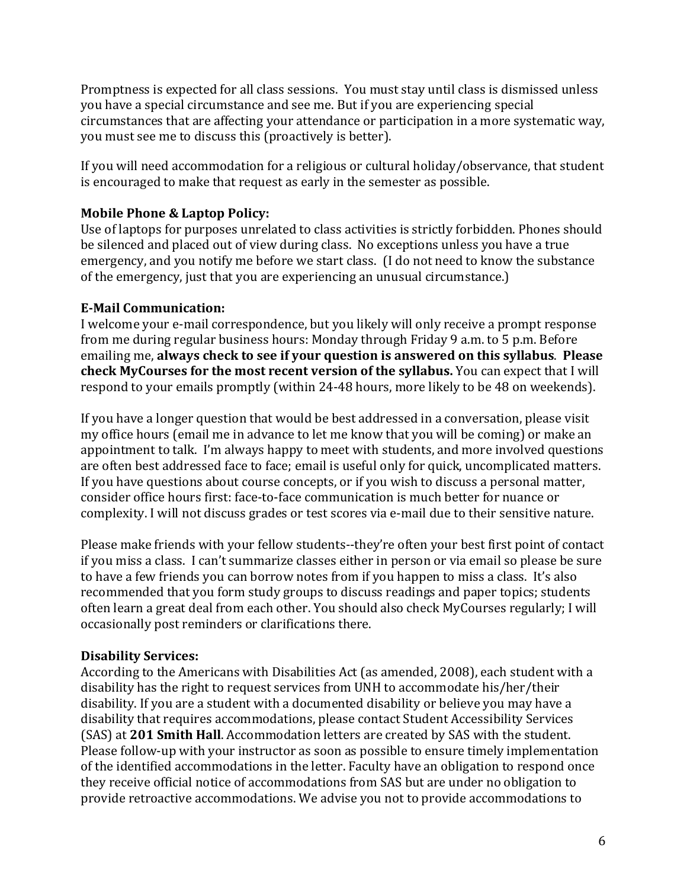Promptness is expected for all class sessions. You must stay until class is dismissed unless you have a special circumstance and see me. But if you are experiencing special circumstances that are affecting your attendance or participation in a more systematic way, you must see me to discuss this (proactively is better).

If you will need accommodation for a religious or cultural holiday/observance, that student is encouraged to make that request as early in the semester as possible.

**Mobile Phone & Laptop Policy:**
Use of laptops for purposes unrelated to class activities is strictly forbidden. Phones should be silenced and placed out of view during class. No exceptions unless you have a true emergency, and you notify me before we start class. (I do not need to know the substance of the emergency, just that you are experiencing an unusual circumstance.)

**E-Mail Communication:**
I welcome your e-mail correspondence, but you likely will only receive a prompt response from me during regular business hours: Monday through Friday 9 a.m. to 5 p.m. Before emailing me, **always check to see if your question is answered on this syllabus**. **Please check MyCourses for the most recent version of the syllabus.** You can expect that I will respond to your emails promptly (within 24-48 hours, more likely to be 48 on weekends).

If you have a longer question that would be best addressed in a conversation, please visit my office hours (email me in advance to let me know that you will be coming) or make an appointment to talk. I'm always happy to meet with students, and more involved questions are often best addressed face to face; email is useful only for quick, uncomplicated matters. If you have questions about course concepts, or if you wish to discuss a personal matter, consider office hours first: face-to-face communication is much better for nuance or complexity. I will not discuss grades or test scores via e-mail due to their sensitive nature.

Please make friends with your fellow students--they're often your best first point of contact if you miss a class. I can't summarize classes either in person or via email so please be sure to have a few friends you can borrow notes from if you happen to miss a class. It's also recommended that you form study groups to discuss readings and paper topics; students often learn a great deal from each other. You should also check MyCourses regularly; I will occasionally post reminders or clarifications there.

**Disability Services:**
According to the Americans with Disabilities Act (as amended, 2008), each student with a disability has the right to request services from UNH to accommodate his/her/their disability. If you are a student with a documented disability or believe you may have a disability that requires accommodations, please contact Student Accessibility Services (SAS) at **201 Smith Hall**. Accommodation letters are created by SAS with the student. Please follow-up with your instructor as soon as possible to ensure timely implementation of the identified accommodations in the letter. Faculty have an obligation to respond once they receive official notice of accommodations from SAS but are under no obligation to provide retroactive accommodations. We advise you not to provide accommodations to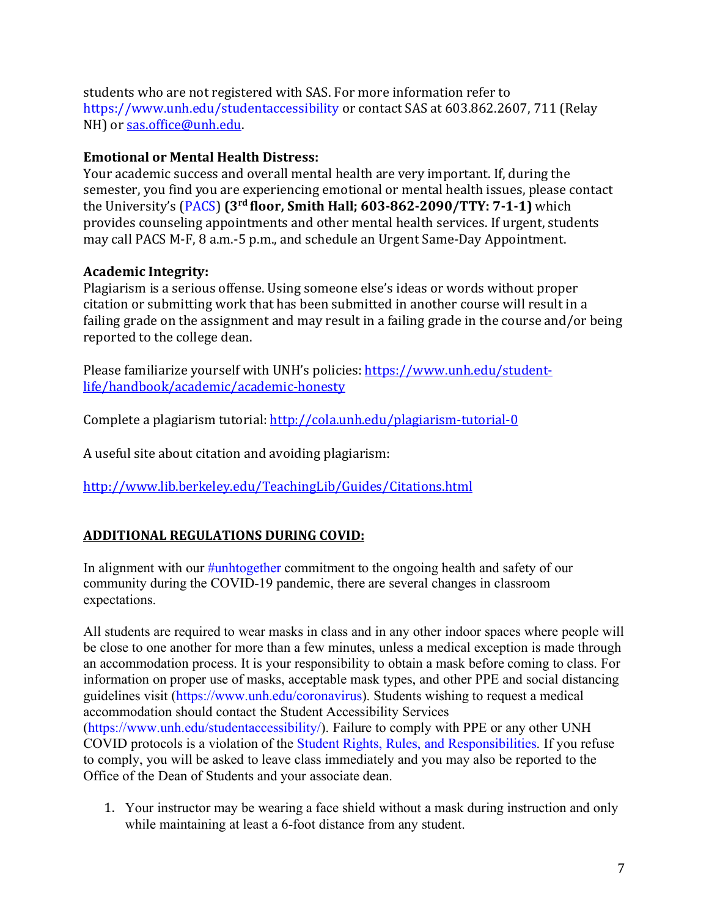students who are not registered with SAS. For more information refer to https://www.unh.edu/studentaccessibility or contact SAS at 603.862.2607, 711 (Relay NH) or sas.office@unh.edu.

**Emotional or Mental Health Distress:**
Your academic success and overall mental health are very important. If, during the semester, you find you are experiencing emotional or mental health issues, please contact the University's (PACS) **(3rd floor, Smith Hall; 603-862-2090/TTY: 7-1-1)** which provides counseling appointments and other mental health services. If urgent, students may call PACS M-F, 8 a.m.-5 p.m., and schedule an Urgent Same-Day Appointment.

**Academic Integrity:**
Plagiarism is a serious offense. Using someone else's ideas or words without proper citation or submitting work that has been submitted in another course will result in a failing grade on the assignment and may result in a failing grade in the course and/or being reported to the college dean.

Please familiarize yourself with UNH's policies: https://www.unh.edu/student-life/handbook/academic/academic-honesty

Complete a plagiarism tutorial: http://cola.unh.edu/plagiarism-tutorial-0

A useful site about citation and avoiding plagiarism:

http://www.lib.berkeley.edu/TeachingLib/Guides/Citations.html

## ADDITIONAL REGULATIONS DURING COVID:

In alignment with our #unhtogether commitment to the ongoing health and safety of our community during the COVID-19 pandemic, there are several changes in classroom expectations.

All students are required to wear masks in class and in any other indoor spaces where people will be close to one another for more than a few minutes, unless a medical exception is made through an accommodation process. It is your responsibility to obtain a mask before coming to class. For information on proper use of masks, acceptable mask types, and other PPE and social distancing guidelines visit (https://www.unh.edu/coronavirus). Students wishing to request a medical accommodation should contact the Student Accessibility Services (https://www.unh.edu/studentaccessibility/). Failure to comply with PPE or any other UNH COVID protocols is a violation of the Student Rights, Rules, and Responsibilities. If you refuse to comply, you will be asked to leave class immediately and you may also be reported to the Office of the Dean of Students and your associate dean.

1. Your instructor may be wearing a face shield without a mask during instruction and only while maintaining at least a 6-foot distance from any student.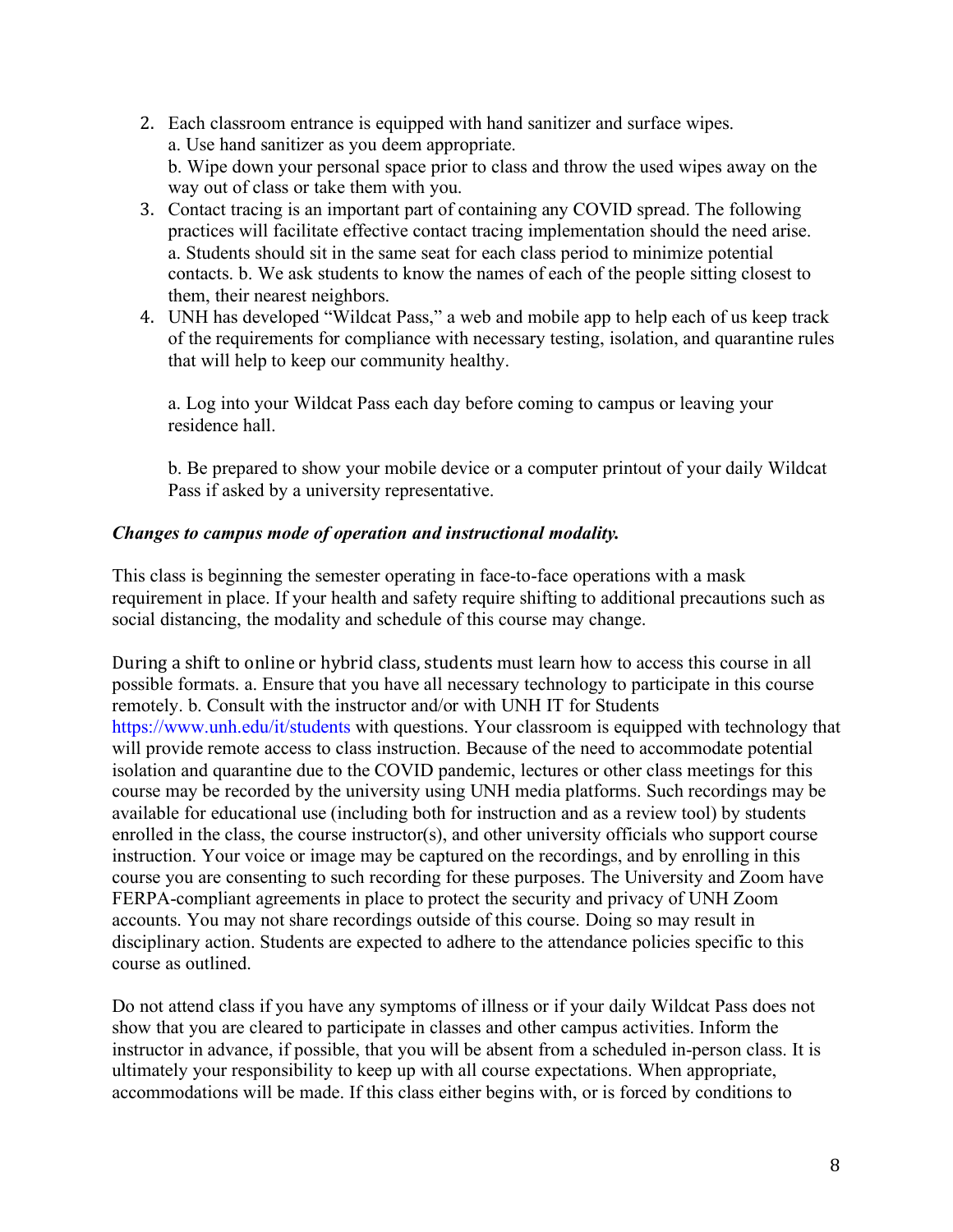2. Each classroom entrance is equipped with hand sanitizer and surface wipes.
   a. Use hand sanitizer as you deem appropriate.
   b. Wipe down your personal space prior to class and throw the used wipes away on the way out of class or take them with you.
3. Contact tracing is an important part of containing any COVID spread. The following practices will facilitate effective contact tracing implementation should the need arise.
   a. Students should sit in the same seat for each class period to minimize potential contacts. b. We ask students to know the names of each of the people sitting closest to them, their nearest neighbors.
4. UNH has developed "Wildcat Pass," a web and mobile app to help each of us keep track of the requirements for compliance with necessary testing, isolation, and quarantine rules that will help to keep our community healthy.

   a. Log into your Wildcat Pass each day before coming to campus or leaving your residence hall.

   b. Be prepared to show your mobile device or a computer printout of your daily Wildcat Pass if asked by a university representative.

***Changes to campus mode of operation and instructional modality.***

This class is beginning the semester operating in face-to-face operations with a mask requirement in place. If your health and safety require shifting to additional precautions such as social distancing, the modality and schedule of this course may change.

During a shift to online or hybrid class, students must learn how to access this course in all possible formats. a. Ensure that you have all necessary technology to participate in this course remotely. b. Consult with the instructor and/or with UNH IT for Students https://www.unh.edu/it/students with questions. Your classroom is equipped with technology that will provide remote access to class instruction. Because of the need to accommodate potential isolation and quarantine due to the COVID pandemic, lectures or other class meetings for this course may be recorded by the university using UNH media platforms. Such recordings may be available for educational use (including both for instruction and as a review tool) by students enrolled in the class, the course instructor(s), and other university officials who support course instruction. Your voice or image may be captured on the recordings, and by enrolling in this course you are consenting to such recording for these purposes. The University and Zoom have FERPA-compliant agreements in place to protect the security and privacy of UNH Zoom accounts. You may not share recordings outside of this course. Doing so may result in disciplinary action. Students are expected to adhere to the attendance policies specific to this course as outlined.

Do not attend class if you have any symptoms of illness or if your daily Wildcat Pass does not show that you are cleared to participate in classes and other campus activities. Inform the instructor in advance, if possible, that you will be absent from a scheduled in-person class. It is ultimately your responsibility to keep up with all course expectations. When appropriate, accommodations will be made. If this class either begins with, or is forced by conditions to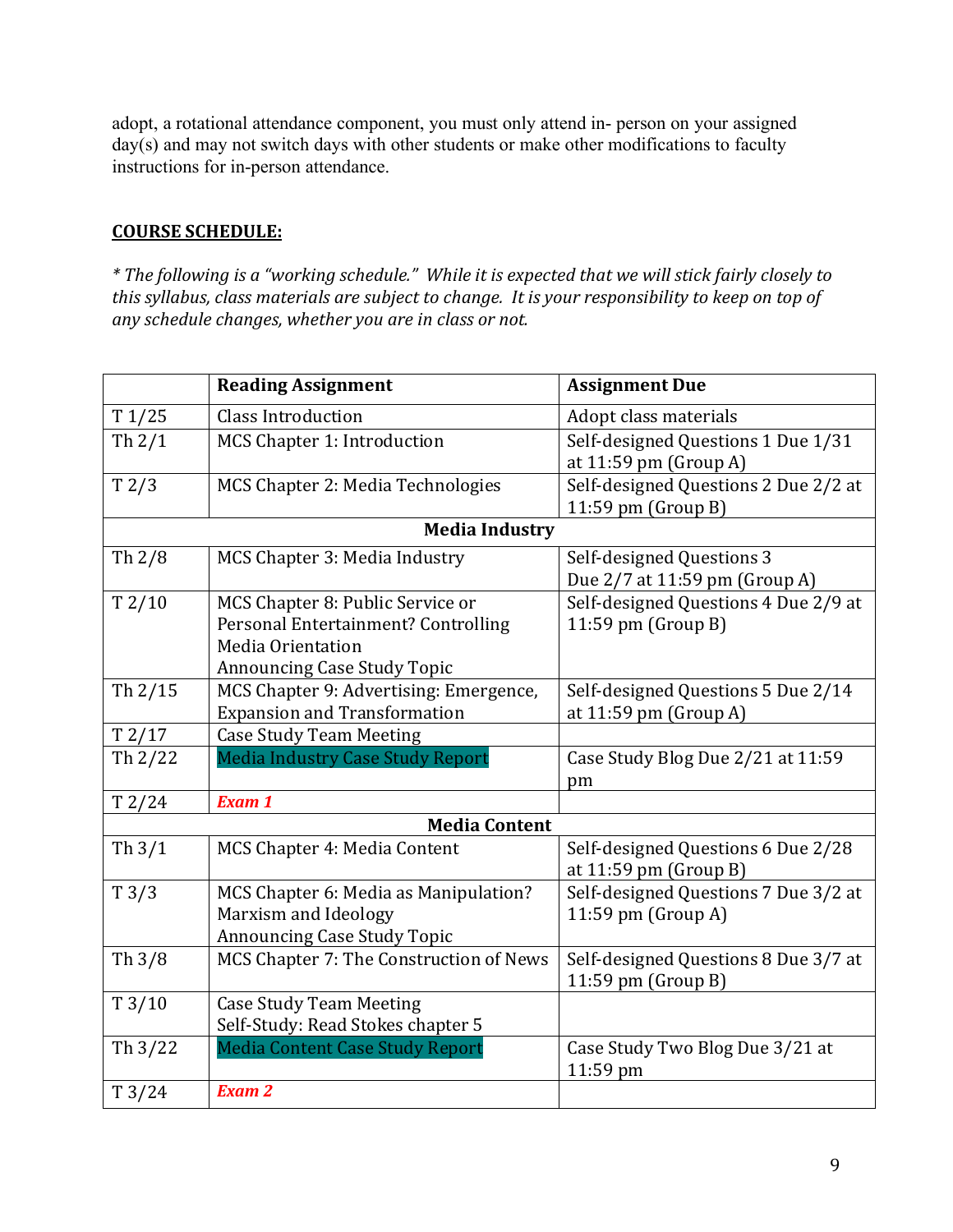adopt, a rotational attendance component, you must only attend in- person on your assigned day(s) and may not switch days with other students or make other modifications to faculty instructions for in-person attendance.

**COURSE SCHEDULE:**

*\* The following is a "working schedule." While it is expected that we will stick fairly closely to this syllabus, class materials are subject to change. It is your responsibility to keep on top of any schedule changes, whether you are in class or not.*

| | **Reading Assignment** | **Assignment Due** |
|---|---|---|
| T 1/25 | Class Introduction | Adopt class materials |
| Th 2/1 | MCS Chapter 1: Introduction | Self-designed Questions 1 Due 1/31 at 11:59 pm (Group A) |
| T 2/3 | MCS Chapter 2: Media Technologies | Self-designed Questions 2 Due 2/2 at 11:59 pm (Group B) |
| | **Media Industry** | |
| Th 2/8 | MCS Chapter 3: Media Industry | Self-designed Questions 3 Due 2/7 at 11:59 pm (Group A) |
| T 2/10 | MCS Chapter 8: Public Service or Personal Entertainment? Controlling Media Orientation<br>Announcing Case Study Topic | Self-designed Questions 4 Due 2/9 at 11:59 pm (Group B) |
| Th 2/15 | MCS Chapter 9: Advertising: Emergence, Expansion and Transformation | Self-designed Questions 5 Due 2/14 at 11:59 pm (Group A) |
| T 2/17 | Case Study Team Meeting | |
| Th 2/22 | Media Industry Case Study Report | Case Study Blog Due 2/21 at 11:59 pm |
| T 2/24 | ***Exam 1*** | |
| | **Media Content** | |
| Th 3/1 | MCS Chapter 4: Media Content | Self-designed Questions 6 Due 2/28 at 11:59 pm (Group B) |
| T 3/3 | MCS Chapter 6: Media as Manipulation? Marxism and Ideology<br>Announcing Case Study Topic | Self-designed Questions 7 Due 3/2 at 11:59 pm (Group A) |
| Th 3/8 | MCS Chapter 7: The Construction of News | Self-designed Questions 8 Due 3/7 at 11:59 pm (Group B) |
| T 3/10 | Case Study Team Meeting<br>Self-Study: Read Stokes chapter 5 | |
| Th 3/22 | Media Content Case Study Report | Case Study Two Blog Due 3/21 at 11:59 pm |
| T 3/24 | ***Exam 2*** | |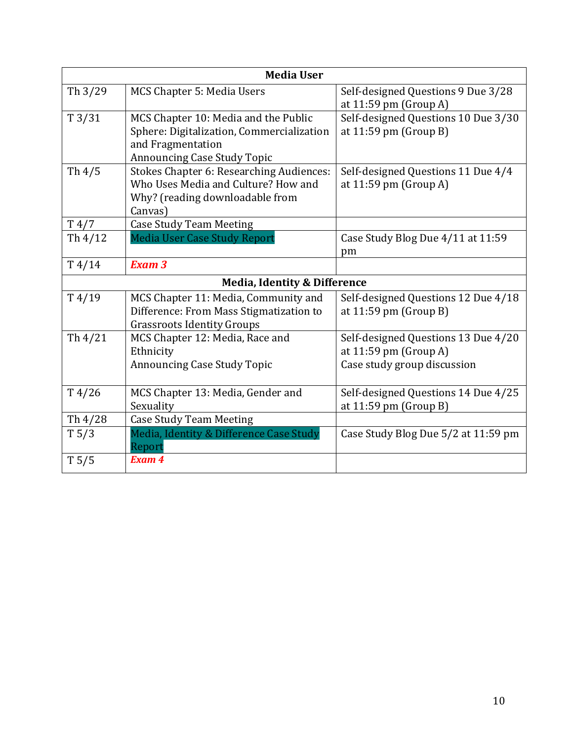| | | |
|---|---|---|
| **Media User** | | |
| Th 3/29 | MCS Chapter 5: Media Users | Self-designed Questions 9 Due 3/28 at 11:59 pm (Group A) |
| T 3/31 | MCS Chapter 10: Media and the Public Sphere: Digitalization, Commercialization and Fragmentation<br>Announcing Case Study Topic | Self-designed Questions 10 Due 3/30 at 11:59 pm (Group B) |
| Th 4/5 | Stokes Chapter 6: Researching Audiences: Who Uses Media and Culture? How and Why? (reading downloadable from Canvas) | Self-designed Questions 11 Due 4/4 at 11:59 pm (Group A) |
| T 4/7 | Case Study Team Meeting | |
| Th 4/12 | Media User Case Study Report | Case Study Blog Due 4/11 at 11:59 pm |
| T 4/14 | ***Exam 3*** | |
| **Media, Identity & Difference** | | |
| T 4/19 | MCS Chapter 11: Media, Community and Difference: From Mass Stigmatization to Grassroots Identity Groups | Self-designed Questions 12 Due 4/18 at 11:59 pm (Group B) |
| Th 4/21 | MCS Chapter 12: Media, Race and Ethnicity<br>Announcing Case Study Topic | Self-designed Questions 13 Due 4/20 at 11:59 pm (Group A)<br>Case study group discussion |
| T 4/26 | MCS Chapter 13: Media, Gender and Sexuality | Self-designed Questions 14 Due 4/25 at 11:59 pm (Group B) |
| Th 4/28 | Case Study Team Meeting | |
| T 5/3 | Media, Identity & Difference Case Study Report | Case Study Blog Due 5/2 at 11:59 pm |
| T 5/5 | ***Exam 4*** | |